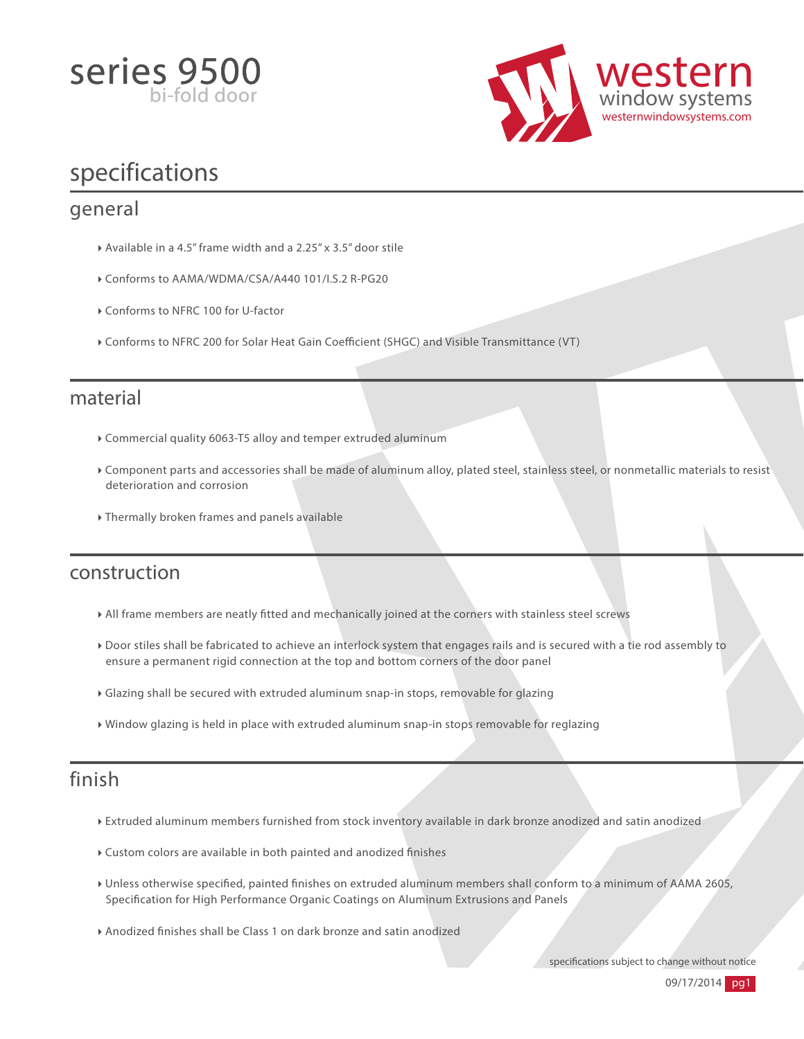# series 9500
## bi-fold door

western window systems
westernwindowsystems.com

# specifications

## general

- Available in a 4.5" frame width and a 2.25" x 3.5" door stile
- Conforms to AAMA/WDMA/CSA/A440 101/I.S.2 R-PG20
- Conforms to NFRC 100 for U-factor
- Conforms to NFRC 200 for Solar Heat Gain Coefficient (SHGC) and Visible Transmittance (VT)

## material

- Commercial quality 6063-T5 alloy and temper extruded aluminum
- Component parts and accessories shall be made of aluminum alloy, plated steel, stainless steel, or nonmetallic materials to resist deterioration and corrosion
- Thermally broken frames and panels available

## construction

- All frame members are neatly fitted and mechanically joined at the corners with stainless steel screws
- Door stiles shall be fabricated to achieve an interlock system that engages rails and is secured with a tie rod assembly to ensure a permanent rigid connection at the top and bottom corners of the door panel
- Glazing shall be secured with extruded aluminum snap-in stops, removable for glazing
- Window glazing is held in place with extruded aluminum snap-in stops removable for reglazing

## finish

- Extruded aluminum members furnished from stock inventory available in dark bronze anodized and satin anodized
- Custom colors are available in both painted and anodized finishes
- Unless otherwise specified, painted finishes on extruded aluminum members shall conform to a minimum of AAMA 2605, Specification for High Performance Organic Coatings on Aluminum Extrusions and Panels
- Anodized finishes shall be Class 1 on dark bronze and satin anodized

specifications subject to change without notice

09/17/2014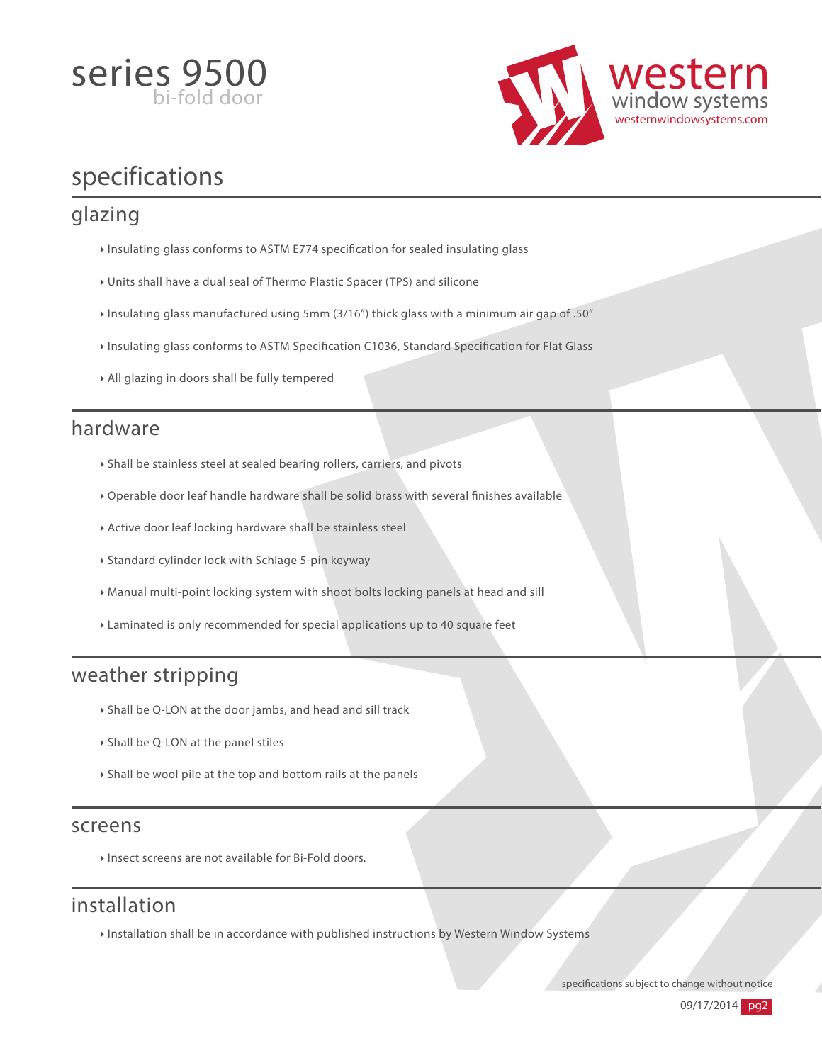# series 9500
## bi-fold door

western window systems
westernwindowsystems.com

# specifications

## glazing

- Insulating glass conforms to ASTM E774 specification for sealed insulating glass
- Units shall have a dual seal of Thermo Plastic Spacer (TPS) and silicone
- Insulating glass manufactured using 5mm (3/16") thick glass with a minimum air gap of .50"
- Insulating glass conforms to ASTM Specification C1036, Standard Specification for Flat Glass
- All glazing in doors shall be fully tempered

## hardware

- Shall be stainless steel at sealed bearing rollers, carriers, and pivots
- Operable door leaf handle hardware shall be solid brass with several finishes available
- Active door leaf locking hardware shall be stainless steel
- Standard cylinder lock with Schlage 5-pin keyway
- Manual multi-point locking system with shoot bolts locking panels at head and sill
- Laminated is only recommended for special applications up to 40 square feet

## weather stripping

- Shall be Q-LON at the door jambs, and head and sill track
- Shall be Q-LON at the panel stiles
- Shall be wool pile at the top and bottom rails at the panels

## screens

- Insect screens are not available for Bi-Fold doors.

## installation

- Installation shall be in accordance with published instructions by Western Window Systems

specifications subject to change without notice

09/17/2014